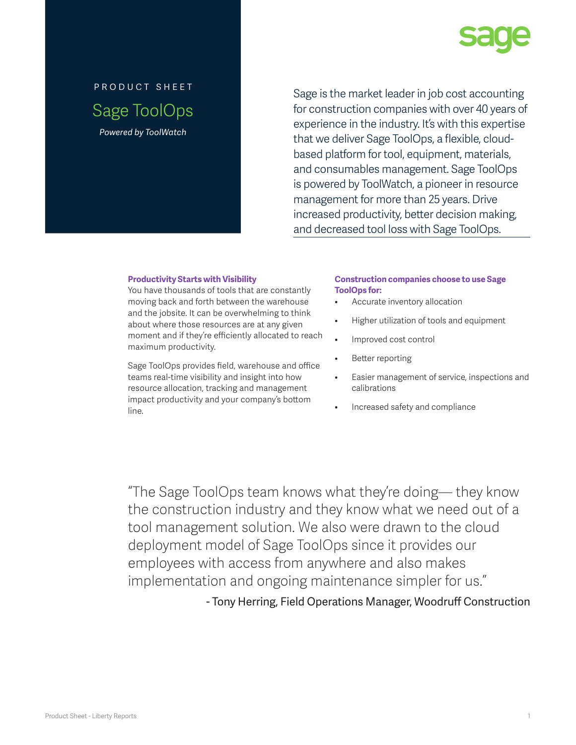PRODUCT SHEET

# Sage ToolOps

*Powered by ToolWatch*

Sage is the market leader in job cost accounting for construction companies with over 40 years of experience in the industry. It's with this expertise that we deliver Sage ToolOps, a flexible, cloud-based platform for tool, equipment, materials, and consumables management. Sage ToolOps is powered by ToolWatch, a pioneer in resource management for more than 25 years. Drive increased productivity, better decision making, and decreased tool loss with Sage ToolOps.

### Productivity Starts with Visibility

You have thousands of tools that are constantly moving back and forth between the warehouse and the jobsite. It can be overwhelming to think about where those resources are at any given moment and if they're efficiently allocated to reach maximum productivity.

Sage ToolOps provides field, warehouse and office teams real-time visibility and insight into how resource allocation, tracking and management impact productivity and your company's bottom line.

### Construction companies choose to use Sage ToolOps for:

- Accurate inventory allocation
- Higher utilization of tools and equipment
- Improved cost control
- Better reporting
- Easier management of service, inspections and calibrations
- Increased safety and compliance

"The Sage ToolOps team knows what they're doing— they know the construction industry and they know what we need out of a tool management solution. We also were drawn to the cloud deployment model of Sage ToolOps since it provides our employees with access from anywhere and also makes implementation and ongoing maintenance simpler for us."

- Tony Herring, Field Operations Manager, Woodruff Construction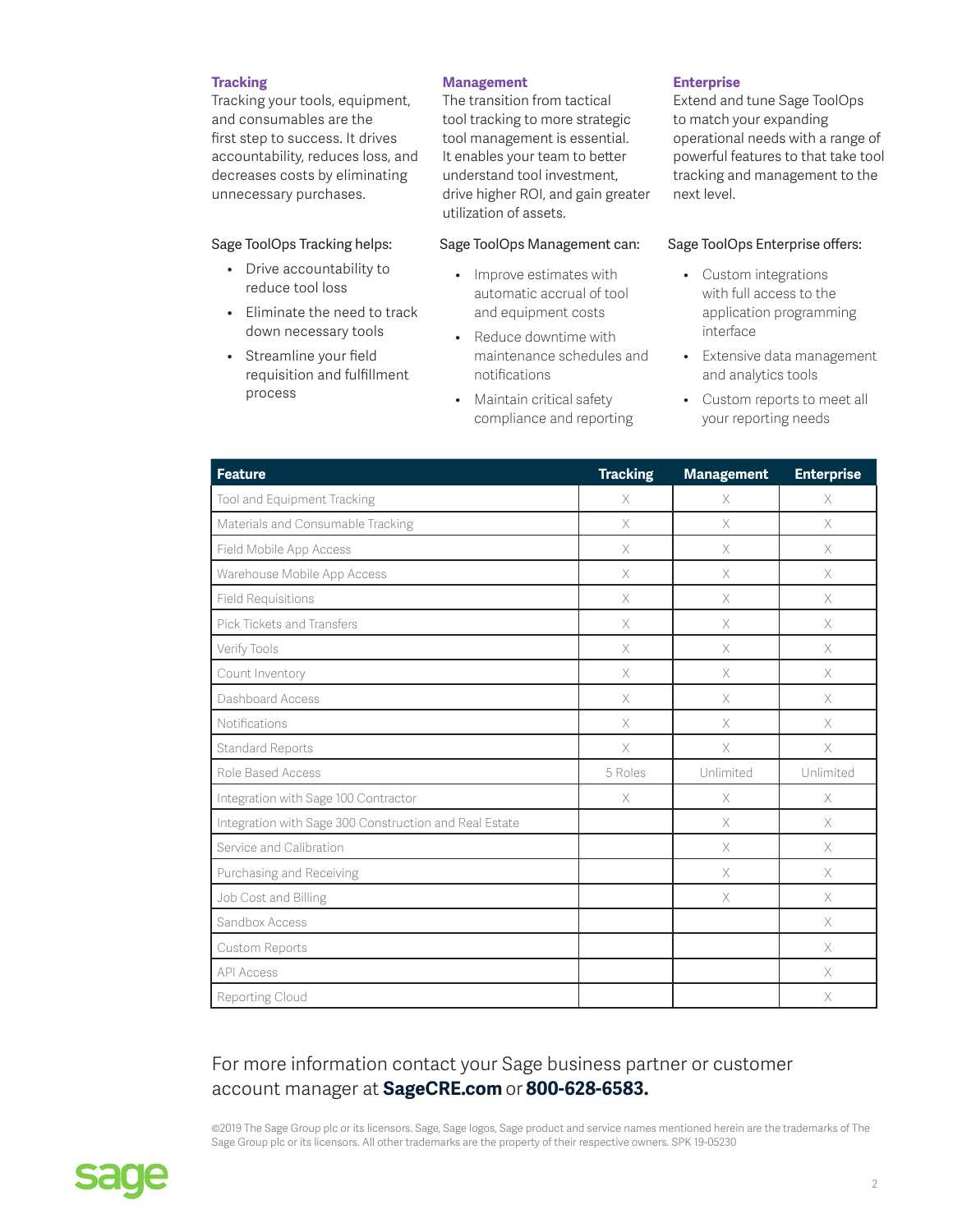### Tracking

Tracking your tools, equipment, and consumables are the first step to success. It drives accountability, reduces loss, and decreases costs by eliminating unnecessary purchases.

Sage ToolOps Tracking helps:

- Drive accountability to reduce tool loss
- Eliminate the need to track down necessary tools
- Streamline your field requisition and fulfillment process

### Management

The transition from tactical tool tracking to more strategic tool management is essential. It enables your team to better understand tool investment, drive higher ROI, and gain greater utilization of assets.

Sage ToolOps Management can:

- Improve estimates with automatic accrual of tool and equipment costs
- Reduce downtime with maintenance schedules and notifications
- Maintain critical safety compliance and reporting

### Enterprise

Extend and tune Sage ToolOps to match your expanding operational needs with a range of powerful features to that take tool tracking and management to the next level.

Sage ToolOps Enterprise offers:

- Custom integrations with full access to the application programming interface
- Extensive data management and analytics tools
- Custom reports to meet all your reporting needs

| Feature | Tracking | Management | Enterprise |
|---|---|---|---|
| Tool and Equipment Tracking | X | X | X |
| Materials and Consumable Tracking | X | X | X |
| Field Mobile App Access | X | X | X |
| Warehouse Mobile App Access | X | X | X |
| Field Requisitions | X | X | X |
| Pick Tickets and Transfers | X | X | X |
| Verify Tools | X | X | X |
| Count Inventory | X | X | X |
| Dashboard Access | X | X | X |
| Notifications | X | X | X |
| Standard Reports | X | X | X |
| Role Based Access | 5 Roles | Unlimited | Unlimited |
| Integration with Sage 100 Contractor | X | X | X |
| Integration with Sage 300 Construction and Real Estate | | X | X |
| Service and Calibration | | X | X |
| Purchasing and Receiving | | X | X |
| Job Cost and Billing | | X | X |
| Sandbox Access | | | X |
| Custom Reports | | | X |
| API Access | | | X |
| Reporting Cloud | | | X |

For more information contact your Sage business partner or customer account manager at **SageCRE.com** or **800-628-6583.**

©2019 The Sage Group plc or its licensors. Sage, Sage logos, Sage product and service names mentioned herein are the trademarks of The Sage Group plc or its licensors. All other trademarks are the property of their respective owners. SPK 19-05230